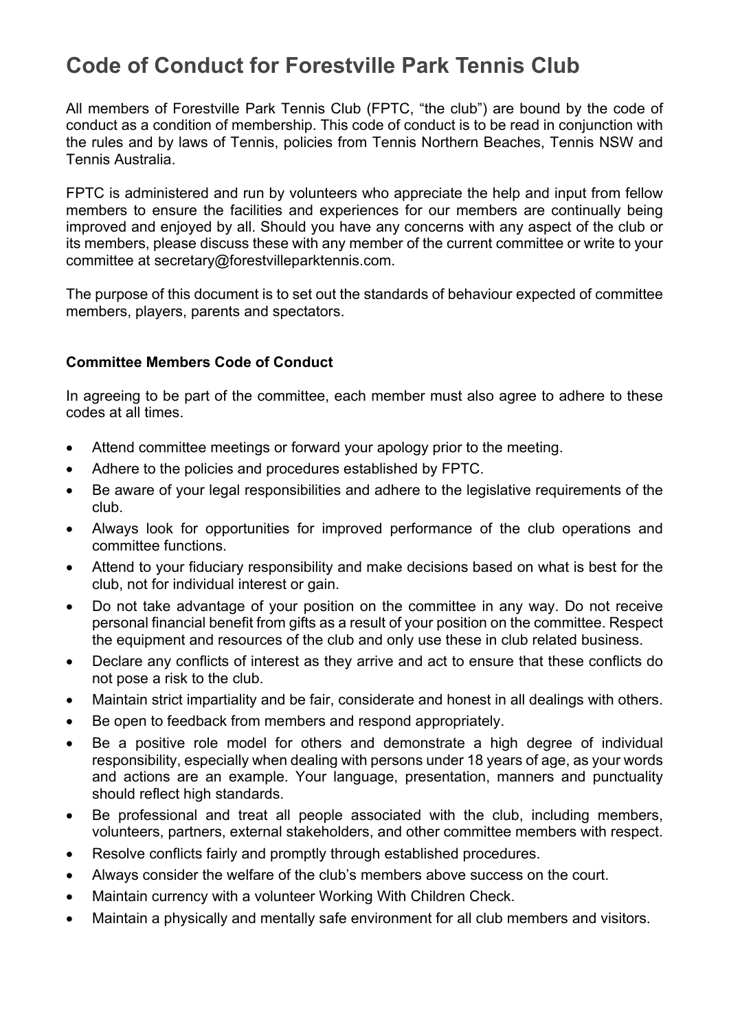# Code of Conduct for Forestville Park Tennis Club

All members of Forestville Park Tennis Club (FPTC, "the club") are bound by the code of conduct as a condition of membership. This code of conduct is to be read in conjunction with the rules and by laws of Tennis, policies from Tennis Northern Beaches, Tennis NSW and Tennis Australia.

FPTC is administered and run by volunteers who appreciate the help and input from fellow members to ensure the facilities and experiences for our members are continually being improved and enjoyed by all. Should you have any concerns with any aspect of the club or its members, please discuss these with any member of the current committee or write to your committee at secretary@forestvilleparktennis.com.

The purpose of this document is to set out the standards of behaviour expected of committee members, players, parents and spectators.

**Committee Members Code of Conduct**

In agreeing to be part of the committee, each member must also agree to adhere to these codes at all times.

- Attend committee meetings or forward your apology prior to the meeting.
- Adhere to the policies and procedures established by FPTC.
- Be aware of your legal responsibilities and adhere to the legislative requirements of the club.
- Always look for opportunities for improved performance of the club operations and committee functions.
- Attend to your fiduciary responsibility and make decisions based on what is best for the club, not for individual interest or gain.
- Do not take advantage of your position on the committee in any way. Do not receive personal financial benefit from gifts as a result of your position on the committee. Respect the equipment and resources of the club and only use these in club related business.
- Declare any conflicts of interest as they arrive and act to ensure that these conflicts do not pose a risk to the club.
- Maintain strict impartiality and be fair, considerate and honest in all dealings with others.
- Be open to feedback from members and respond appropriately.
- Be a positive role model for others and demonstrate a high degree of individual responsibility, especially when dealing with persons under 18 years of age, as your words and actions are an example. Your language, presentation, manners and punctuality should reflect high standards.
- Be professional and treat all people associated with the club, including members, volunteers, partners, external stakeholders, and other committee members with respect.
- Resolve conflicts fairly and promptly through established procedures.
- Always consider the welfare of the club's members above success on the court.
- Maintain currency with a volunteer Working With Children Check.
- Maintain a physically and mentally safe environment for all club members and visitors.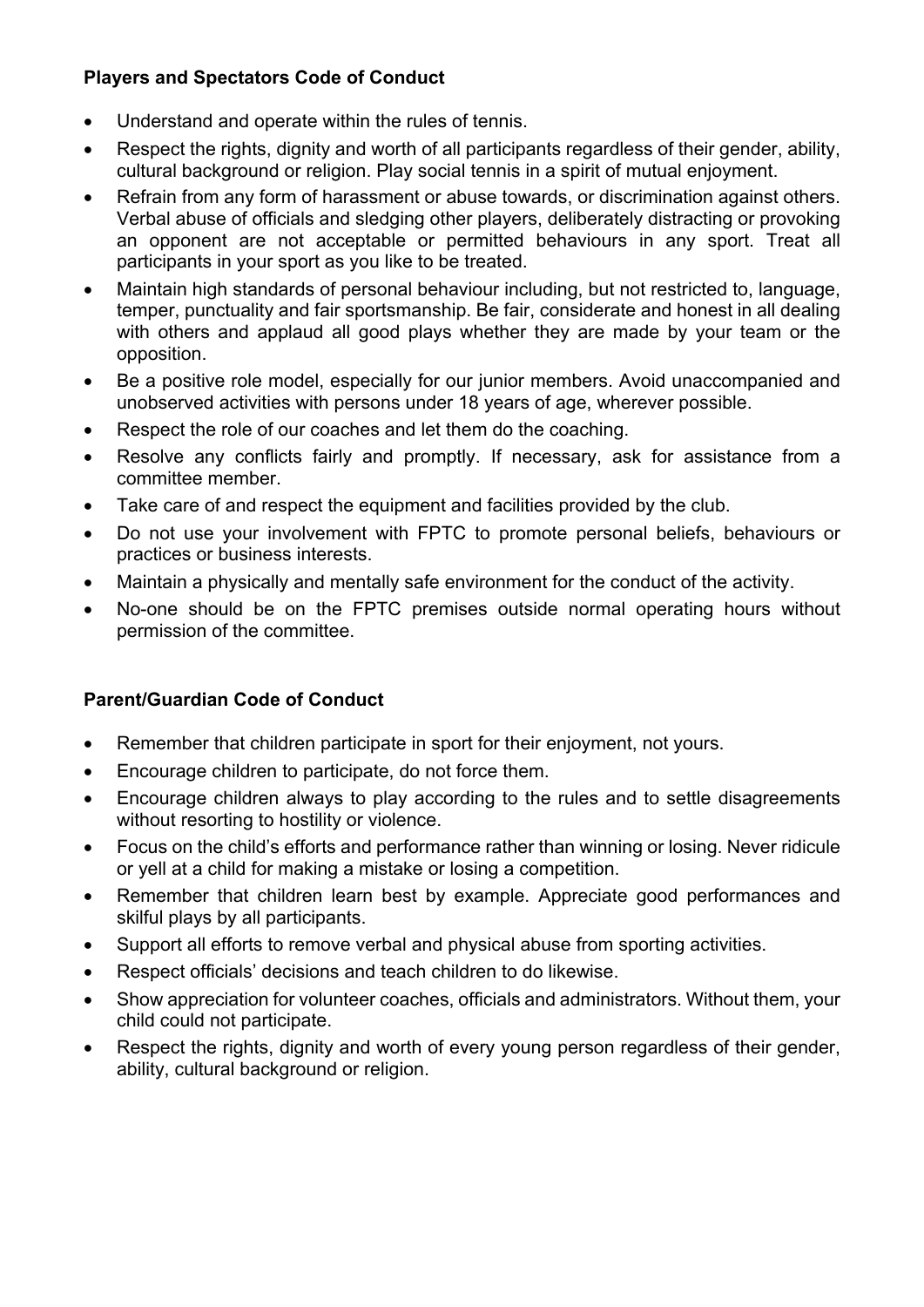**Players and Spectators Code of Conduct**

- Understand and operate within the rules of tennis.
- Respect the rights, dignity and worth of all participants regardless of their gender, ability, cultural background or religion. Play social tennis in a spirit of mutual enjoyment.
- Refrain from any form of harassment or abuse towards, or discrimination against others. Verbal abuse of officials and sledging other players, deliberately distracting or provoking an opponent are not acceptable or permitted behaviours in any sport. Treat all participants in your sport as you like to be treated.
- Maintain high standards of personal behaviour including, but not restricted to, language, temper, punctuality and fair sportsmanship. Be fair, considerate and honest in all dealing with others and applaud all good plays whether they are made by your team or the opposition.
- Be a positive role model, especially for our junior members. Avoid unaccompanied and unobserved activities with persons under 18 years of age, wherever possible.
- Respect the role of our coaches and let them do the coaching.
- Resolve any conflicts fairly and promptly. If necessary, ask for assistance from a committee member.
- Take care of and respect the equipment and facilities provided by the club.
- Do not use your involvement with FPTC to promote personal beliefs, behaviours or practices or business interests.
- Maintain a physically and mentally safe environment for the conduct of the activity.
- No-one should be on the FPTC premises outside normal operating hours without permission of the committee.

**Parent/Guardian Code of Conduct**

- Remember that children participate in sport for their enjoyment, not yours.
- Encourage children to participate, do not force them.
- Encourage children always to play according to the rules and to settle disagreements without resorting to hostility or violence.
- Focus on the child's efforts and performance rather than winning or losing. Never ridicule or yell at a child for making a mistake or losing a competition.
- Remember that children learn best by example. Appreciate good performances and skilful plays by all participants.
- Support all efforts to remove verbal and physical abuse from sporting activities.
- Respect officials' decisions and teach children to do likewise.
- Show appreciation for volunteer coaches, officials and administrators. Without them, your child could not participate.
- Respect the rights, dignity and worth of every young person regardless of their gender, ability, cultural background or religion.